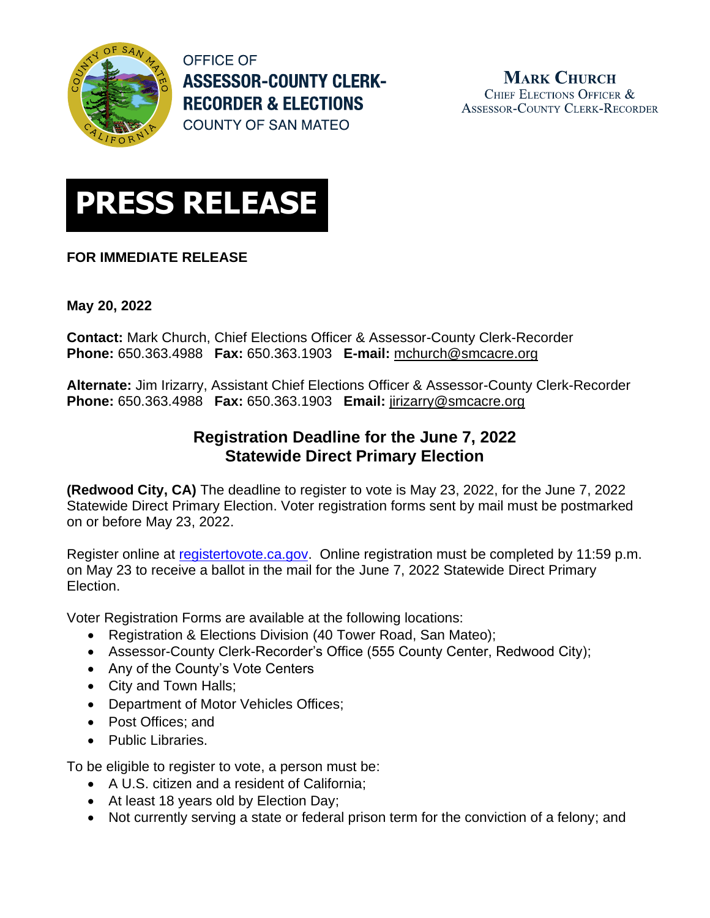OFFICE OF
**ASSESSOR-COUNTY CLERK-RECORDER & ELECTIONS**
COUNTY OF SAN MATEO

**MARK CHURCH**
CHIEF ELECTIONS OFFICER &
ASSESSOR-COUNTY CLERK-RECORDER

# PRESS RELEASE

**FOR IMMEDIATE RELEASE**

**May 20, 2022**

**Contact:** Mark Church, Chief Elections Officer & Assessor-County Clerk-Recorder
**Phone:** 650.363.4988 **Fax:** 650.363.1903 **E-mail:** mchurch@smcacre.org

**Alternate:** Jim Irizarry, Assistant Chief Elections Officer & Assessor-County Clerk-Recorder
**Phone:** 650.363.4988 **Fax:** 650.363.1903 **Email:** jirizarry@smcacre.org

## Registration Deadline for the June 7, 2022 Statewide Direct Primary Election

**(Redwood City, CA)** The deadline to register to vote is May 23, 2022, for the June 7, 2022 Statewide Direct Primary Election. Voter registration forms sent by mail must be postmarked on or before May 23, 2022.

Register online at registertovote.ca.gov. Online registration must be completed by 11:59 p.m. on May 23 to receive a ballot in the mail for the June 7, 2022 Statewide Direct Primary Election.

Voter Registration Forms are available at the following locations:

- Registration & Elections Division (40 Tower Road, San Mateo);
- Assessor-County Clerk-Recorder's Office (555 County Center, Redwood City);
- Any of the County's Vote Centers
- City and Town Halls;
- Department of Motor Vehicles Offices;
- Post Offices; and
- Public Libraries.

To be eligible to register to vote, a person must be:

- A U.S. citizen and a resident of California;
- At least 18 years old by Election Day;
- Not currently serving a state or federal prison term for the conviction of a felony; and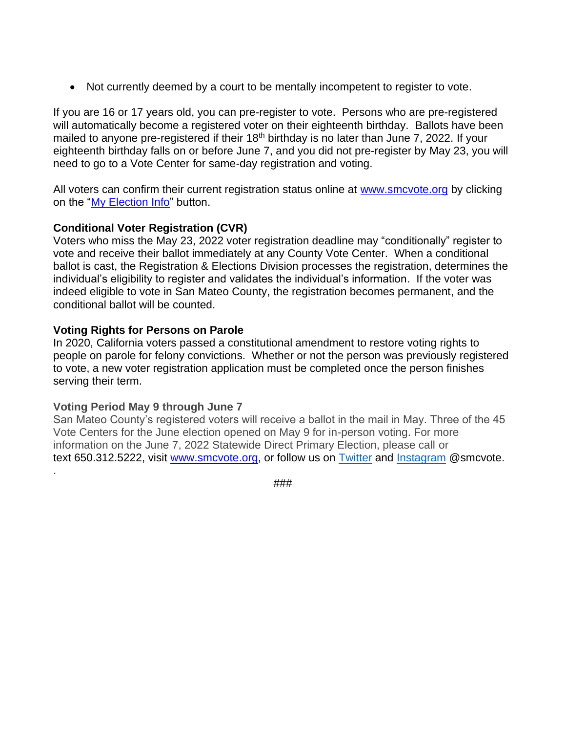- Not currently deemed by a court to be mentally incompetent to register to vote.

If you are 16 or 17 years old, you can pre-register to vote. Persons who are pre-registered will automatically become a registered voter on their eighteenth birthday. Ballots have been mailed to anyone pre-registered if their 18th birthday is no later than June 7, 2022. If your eighteenth birthday falls on or before June 7, and you did not pre-register by May 23, you will need to go to a Vote Center for same-day registration and voting.

All voters can confirm their current registration status online at [www.smcvote.org](http://www.smcvote.org) by clicking on the "[My Election Info]" button.

**Conditional Voter Registration (CVR)**
Voters who miss the May 23, 2022 voter registration deadline may "conditionally" register to vote and receive their ballot immediately at any County Vote Center. When a conditional ballot is cast, the Registration & Elections Division processes the registration, determines the individual's eligibility to register and validates the individual's information. If the voter was indeed eligible to vote in San Mateo County, the registration becomes permanent, and the conditional ballot will be counted.

**Voting Rights for Persons on Parole**
In 2020, California voters passed a constitutional amendment to restore voting rights to people on parole for felony convictions. Whether or not the person was previously registered to vote, a new voter registration application must be completed once the person finishes serving their term.

**Voting Period May 9 through June 7**
San Mateo County's registered voters will receive a ballot in the mail in May. Three of the 45 Vote Centers for the June election opened on May 9 for in-person voting. For more information on the June 7, 2022 Statewide Direct Primary Election, please call or text 650.312.5222, visit [www.smcvote.org](http://www.smcvote.org), or follow us on Twitter and Instagram @smcvote.

.

###